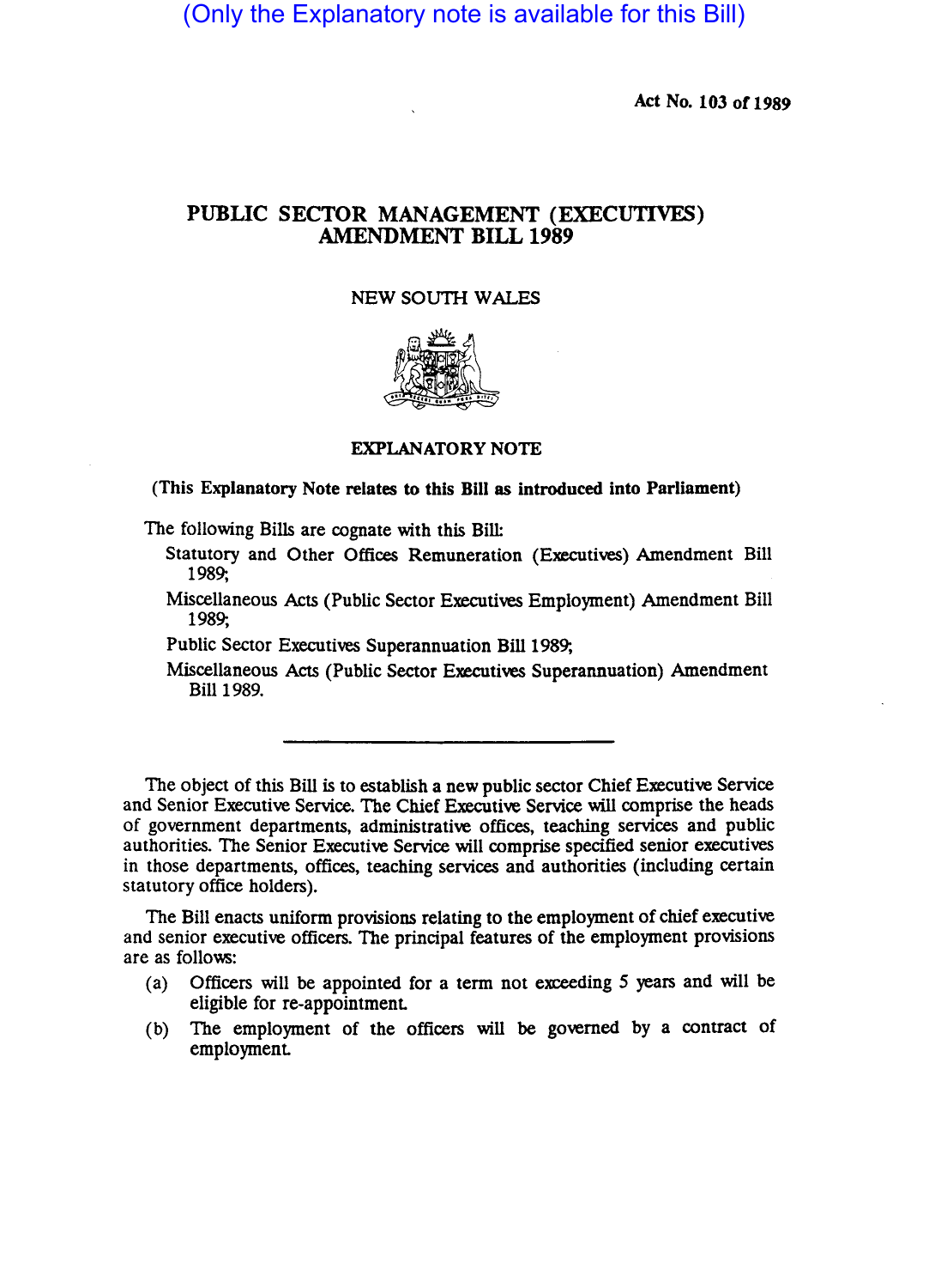(Only the Explanatory note is available for this Bill)

Act No. 103 of 1989

# PUBLIC SECTOR MANAGEMENT (EXECUTIVES) AMENDMENT BILL 1989

NEW SOUTH WALES

## EXPLANATORY NOTE

**(This Explanatory Note relates to this Bill as introduced into Parliament)**

The following Bills are cognate with this Bill:

- Statutory and Other Offices Remuneration (Executives) Amendment Bill 1989;
- Miscellaneous Acts (Public Sector Executives Employment) Amendment Bill 1989;
- Public Sector Executives Superannuation Bill 1989;
- Miscellaneous Acts (Public Sector Executives Superannuation) Amendment Bill 1989.

---

The object of this Bill is to establish a new public sector Chief Executive Service and Senior Executive Service. The Chief Executive Service will comprise the heads of government departments, administrative offices, teaching services and public authorities. The Senior Executive Service will comprise specified senior executives in those departments, offices, teaching services and authorities (including certain statutory office holders).

The Bill enacts uniform provisions relating to the employment of chief executive and senior executive officers. The principal features of the employment provisions are as follows:

(a) Officers will be appointed for a term not exceeding 5 years and will be eligible for re-appointment.

(b) The employment of the officers will be governed by a contract of employment.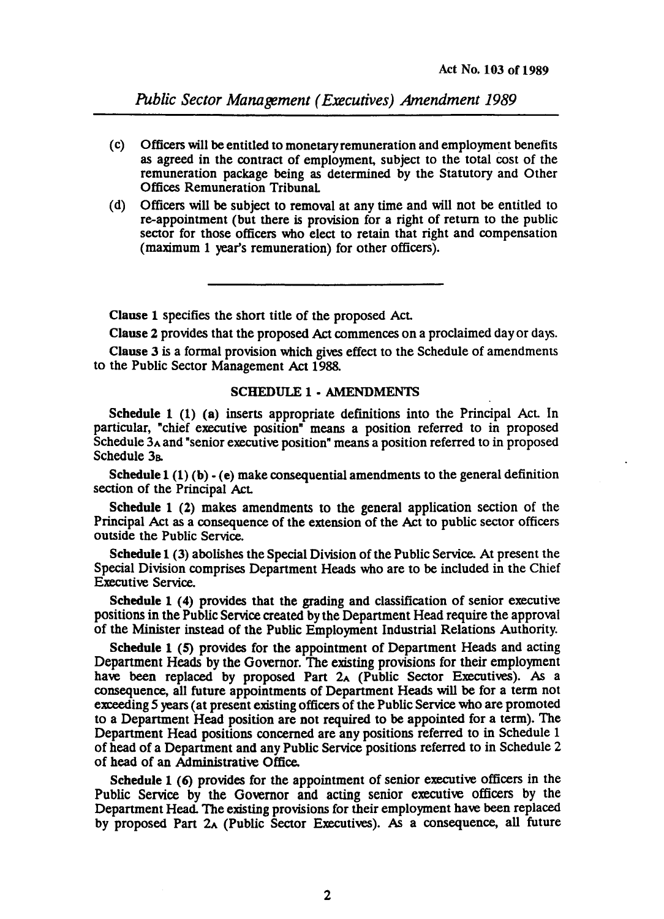(c) Officers will be entitled to monetary remuneration and employment benefits as agreed in the contract of employment, subject to the total cost of the remuneration package being as determined by the Statutory and Other Offices Remuneration Tribunal.

(d) Officers will be subject to removal at any time and will not be entitled to re-appointment (but there is provision for a right of return to the public sector for those officers who elect to retain that right and compensation (maximum 1 year's remuneration) for other officers).

---

**Clause 1** specifies the short title of the proposed Act.

**Clause 2** provides that the proposed Act commences on a proclaimed day or days.

**Clause 3** is a formal provision which gives effect to the Schedule of amendments to the Public Sector Management Act 1988.

## SCHEDULE 1 - AMENDMENTS

**Schedule 1 (1) (a)** inserts appropriate definitions into the Principal Act. In particular, "chief executive position" means a position referred to in proposed Schedule 3A and "senior executive position" means a position referred to in proposed Schedule 3B.

**Schedule 1 (1) (b) - (e)** make consequential amendments to the general definition section of the Principal Act.

**Schedule 1 (2)** makes amendments to the general application section of the Principal Act as a consequence of the extension of the Act to public sector officers outside the Public Service.

**Schedule 1 (3)** abolishes the Special Division of the Public Service. At present the Special Division comprises Department Heads who are to be included in the Chief Executive Service.

**Schedule 1 (4)** provides that the grading and classification of senior executive positions in the Public Service created by the Department Head require the approval of the Minister instead of the Public Employment Industrial Relations Authority.

**Schedule 1 (5)** provides for the appointment of Department Heads and acting Department Heads by the Governor. The existing provisions for their employment have been replaced by proposed Part 2A (Public Sector Executives). As a consequence, all future appointments of Department Heads will be for a term not exceeding 5 years (at present existing officers of the Public Service who are promoted to a Department Head position are not required to be appointed for a term). The Department Head positions concerned are any positions referred to in Schedule 1 of head of a Department and any Public Service positions referred to in Schedule 2 of head of an Administrative Office.

**Schedule 1 (6)** provides for the appointment of senior executive officers in the Public Service by the Governor and acting senior executive officers by the Department Head. The existing provisions for their employment have been replaced by proposed Part 2A (Public Sector Executives). As a consequence, all future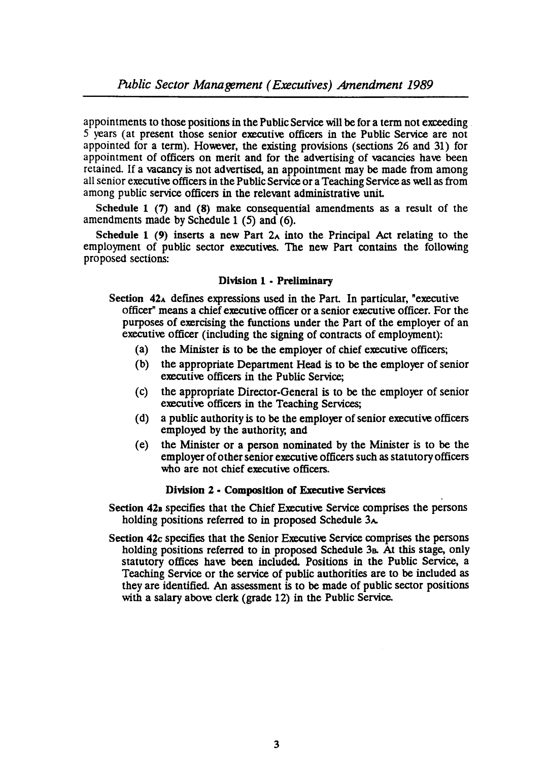appointments to those positions in the Public Service will be for a term not exceeding 5 years (at present those senior executive officers in the Public Service are not appointed for a term). However, the existing provisions (sections 26 and 31) for appointment of officers on merit and for the advertising of vacancies have been retained. If a vacancy is not advertised, an appointment may be made from among all senior executive officers in the Public Service or a Teaching Service as well as from among public service officers in the relevant administrative unit.

**Schedule 1 (7)** and **(8)** make consequential amendments as a result of the amendments made by Schedule 1 (5) and (6).

**Schedule 1 (9)** inserts a new Part 2A into the Principal Act relating to the employment of public sector executives. The new Part contains the following proposed sections:

**Division 1 - Preliminary**

**Section 42A** defines expressions used in the Part. In particular, "executive officer" means a chief executive officer or a senior executive officer. For the purposes of exercising the functions under the Part of the employer of an executive officer (including the signing of contracts of employment):

(a) the Minister is to be the employer of chief executive officers;

(b) the appropriate Department Head is to be the employer of senior executive officers in the Public Service;

(c) the appropriate Director-General is to be the employer of senior executive officers in the Teaching Services;

(d) a public authority is to be the employer of senior executive officers employed by the authority; and

(e) the Minister or a person nominated by the Minister is to be the employer of other senior executive officers such as statutory officers who are not chief executive officers.

**Division 2 - Composition of Executive Services**

**Section 42B** specifies that the Chief Executive Service comprises the persons holding positions referred to in proposed Schedule 3A.

**Section 42C** specifies that the Senior Executive Service comprises the persons holding positions referred to in proposed Schedule 3B. At this stage, only statutory offices have been included. Positions in the Public Service, a Teaching Service or the service of public authorities are to be included as they are identified. An assessment is to be made of public sector positions with a salary above clerk (grade 12) in the Public Service.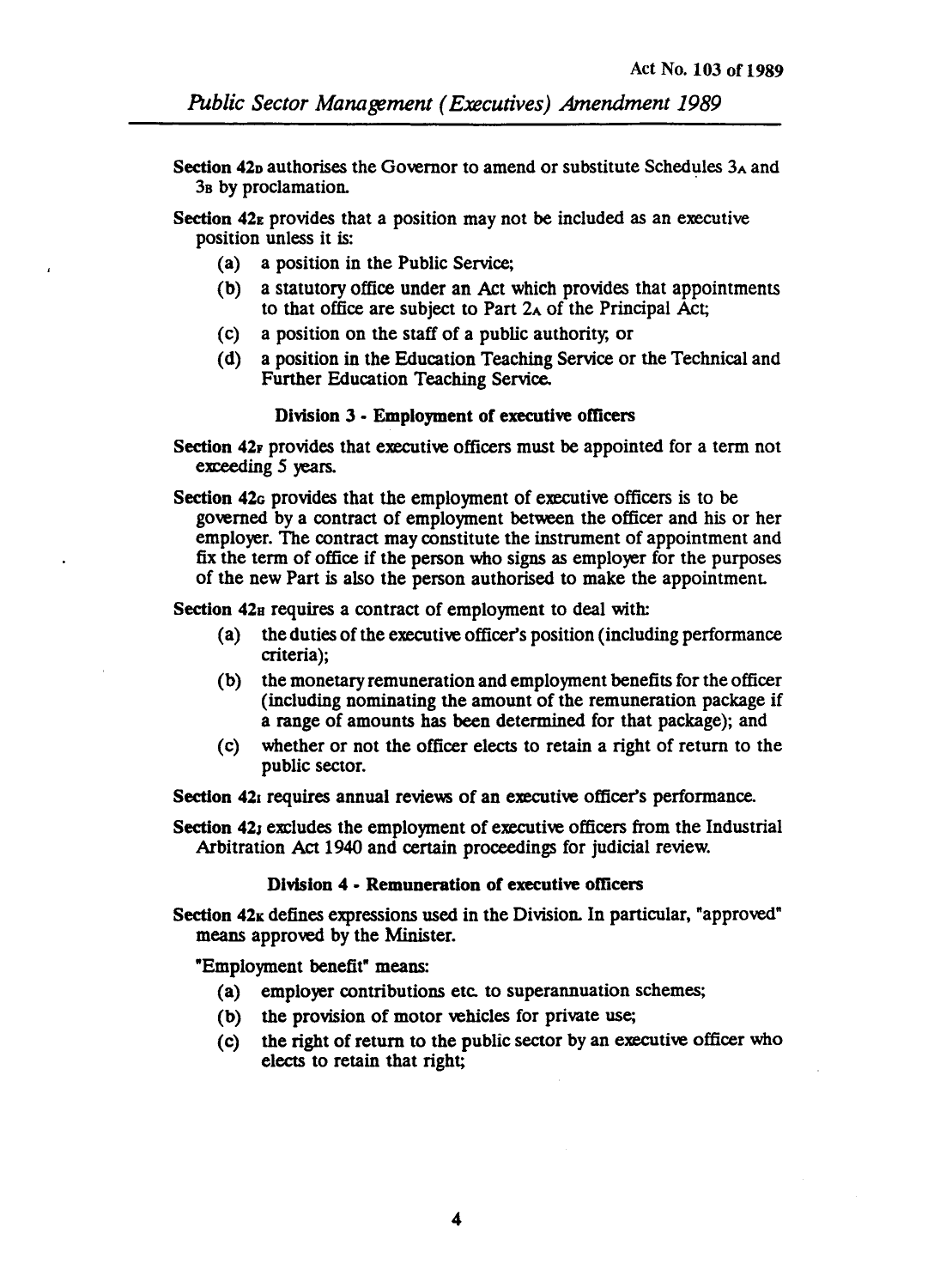**Section 42D** authorises the Governor to amend or substitute Schedules 3A and 3B by proclamation.

**Section 42E** provides that a position may not be included as an executive position unless it is:

- (a) a position in the Public Service;
- (b) a statutory office under an Act which provides that appointments to that office are subject to Part 2A of the Principal Act;
- (c) a position on the staff of a public authority; or
- (d) a position in the Education Teaching Service or the Technical and Further Education Teaching Service.

### Division 3 - Employment of executive officers

**Section 42F** provides that executive officers must be appointed for a term not exceeding 5 years.

**Section 42G** provides that the employment of executive officers is to be governed by a contract of employment between the officer and his or her employer. The contract may constitute the instrument of appointment and fix the term of office if the person who signs as employer for the purposes of the new Part is also the person authorised to make the appointment.

**Section 42H** requires a contract of employment to deal with:

- (a) the duties of the executive officer's position (including performance criteria);
- (b) the monetary remuneration and employment benefits for the officer (including nominating the amount of the remuneration package if a range of amounts has been determined for that package); and
- (c) whether or not the officer elects to retain a right of return to the public sector.

**Section 42I** requires annual reviews of an executive officer's performance.

**Section 42J** excludes the employment of executive officers from the Industrial Arbitration Act 1940 and certain proceedings for judicial review.

### Division 4 - Remuneration of executive officers

**Section 42K** defines expressions used in the Division. In particular, "approved" means approved by the Minister.

"Employment benefit" means:

- (a) employer contributions etc. to superannuation schemes;
- (b) the provision of motor vehicles for private use;
- (c) the right of return to the public sector by an executive officer who elects to retain that right;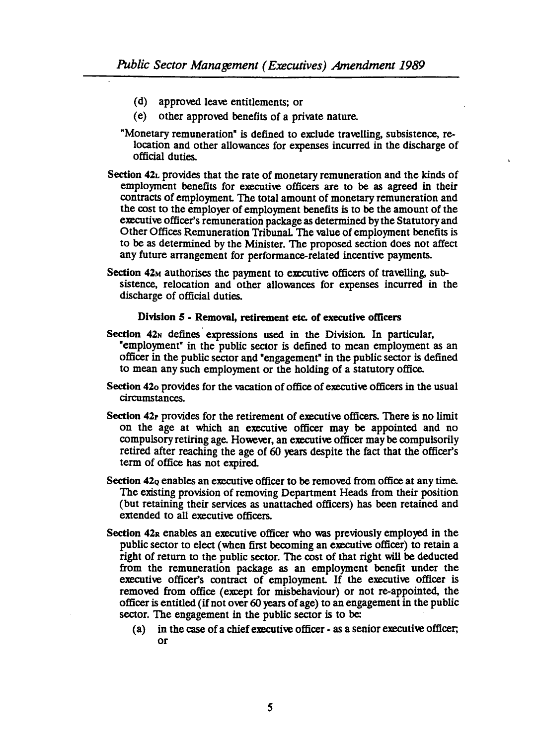(d) approved leave entitlements; or

(e) other approved benefits of a private nature.

"Monetary remuneration" is defined to exclude travelling, subsistence, relocation and other allowances for expenses incurred in the discharge of official duties.

**Section 42L** provides that the rate of monetary remuneration and the kinds of employment benefits for executive officers are to be as agreed in their contracts of employment. The total amount of monetary remuneration and the cost to the employer of employment benefits is to be the amount of the executive officer's remuneration package as determined by the Statutory and Other Offices Remuneration Tribunal. The value of employment benefits is to be as determined by the Minister. The proposed section does not affect any future arrangement for performance-related incentive payments.

**Section 42M** authorises the payment to executive officers of travelling, subsistence, relocation and other allowances for expenses incurred in the discharge of official duties.

#### Division 5 - Removal, retirement etc. of executive officers

**Section 42N** defines expressions used in the Division. In particular, "employment" in the public sector is defined to mean employment as an officer in the public sector and "engagement" in the public sector is defined to mean any such employment or the holding of a statutory office.

**Section 42O** provides for the vacation of office of executive officers in the usual circumstances.

**Section 42P** provides for the retirement of executive officers. There is no limit on the age at which an executive officer may be appointed and no compulsory retiring age. However, an executive officer may be compulsorily retired after reaching the age of 60 years despite the fact that the officer's term of office has not expired.

**Section 42Q** enables an executive officer to be removed from office at any time. The existing provision of removing Department Heads from their position (but retaining their services as unattached officers) has been retained and extended to all executive officers.

**Section 42R** enables an executive officer who was previously employed in the public sector to elect (when first becoming an executive officer) to retain a right of return to the public sector. The cost of that right will be deducted from the remuneration package as an employment benefit under the executive officer's contract of employment. If the executive officer is removed from office (except for misbehaviour) or not re-appointed, the officer is entitled (if not over 60 years of age) to an engagement in the public sector. The engagement in the public sector is to be:

(a) in the case of a chief executive officer - as a senior executive officer; or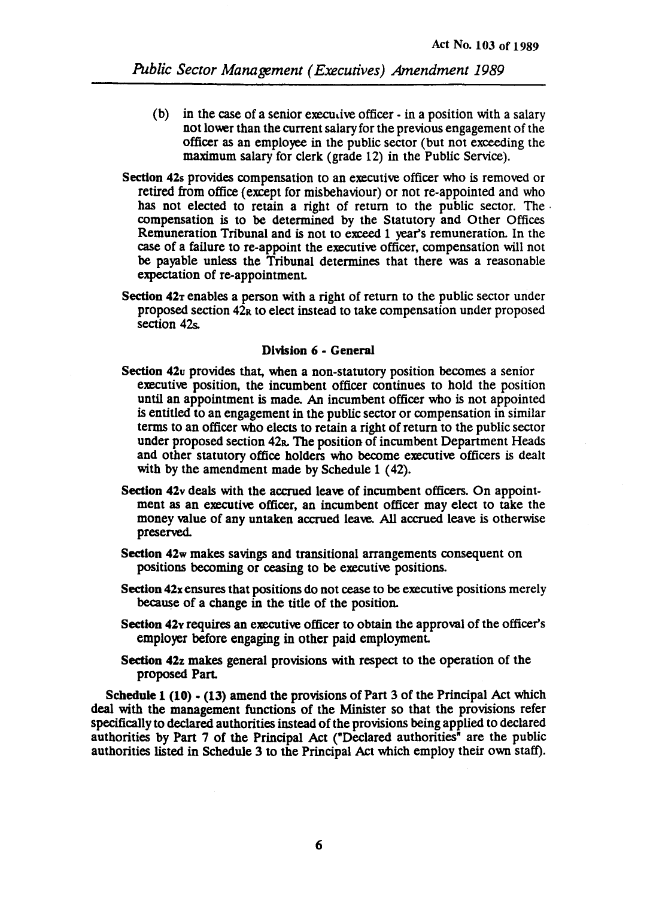(b) in the case of a senior executive officer - in a position with a salary not lower than the current salary for the previous engagement of the officer as an employee in the public sector (but not exceeding the maximum salary for clerk (grade 12) in the Public Service).

**Section 42S** provides compensation to an executive officer who is removed or retired from office (except for misbehaviour) or not re-appointed and who has not elected to retain a right of return to the public sector. The compensation is to be determined by the Statutory and Other Offices Remuneration Tribunal and is not to exceed 1 year's remuneration. In the case of a failure to re-appoint the executive officer, compensation will not be payable unless the Tribunal determines that there was a reasonable expectation of re-appointment.

**Section 42T** enables a person with a right of return to the public sector under proposed section 42R to elect instead to take compensation under proposed section 42S.

### Division 6 - General

**Section 42U** provides that, when a non-statutory position becomes a senior executive position, the incumbent officer continues to hold the position until an appointment is made. An incumbent officer who is not appointed is entitled to an engagement in the public sector or compensation in similar terms to an officer who elects to retain a right of return to the public sector under proposed section 42R. The position of incumbent Department Heads and other statutory office holders who become executive officers is dealt with by the amendment made by Schedule 1 (42).

**Section 42V** deals with the accrued leave of incumbent officers. On appointment as an executive officer, an incumbent officer may elect to take the money value of any untaken accrued leave. All accrued leave is otherwise preserved.

**Section 42W** makes savings and transitional arrangements consequent on positions becoming or ceasing to be executive positions.

**Section 42X** ensures that positions do not cease to be executive positions merely because of a change in the title of the position.

**Section 42Y** requires an executive officer to obtain the approval of the officer's employer before engaging in other paid employment.

**Section 42Z** makes general provisions with respect to the operation of the proposed Part.

**Schedule 1 (10) - (13)** amend the provisions of Part 3 of the Principal Act which deal with the management functions of the Minister so that the provisions refer specifically to declared authorities instead of the provisions being applied to declared authorities by Part 7 of the Principal Act ("Declared authorities" are the public authorities listed in Schedule 3 to the Principal Act which employ their own staff).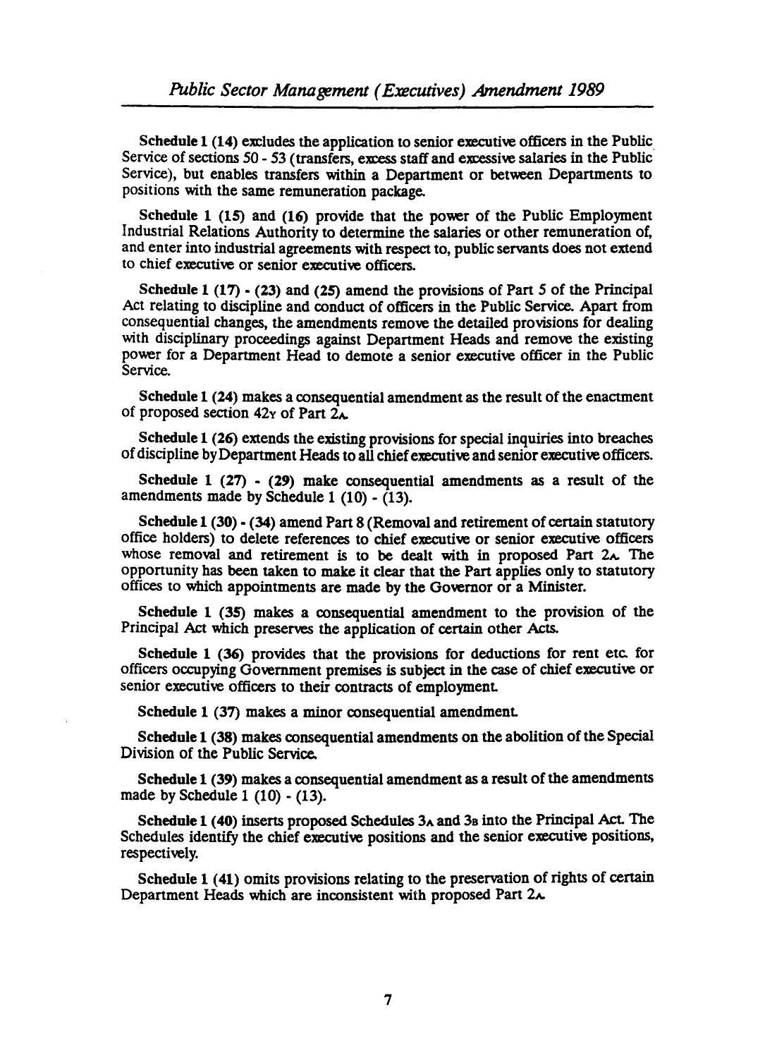**Schedule 1 (14)** excludes the application to senior executive officers in the Public Service of sections 50 - 53 (transfers, excess staff and excessive salaries in the Public Service), but enables transfers within a Department or between Departments to positions with the same remuneration package.

**Schedule 1 (15)** and **(16)** provide that the power of the Public Employment Industrial Relations Authority to determine the salaries or other remuneration of, and enter into industrial agreements with respect to, public servants does not extend to chief executive or senior executive officers.

**Schedule 1 (17) - (23)** and **(25)** amend the provisions of Part 5 of the Principal Act relating to discipline and conduct of officers in the Public Service. Apart from consequential changes, the amendments remove the detailed provisions for dealing with disciplinary proceedings against Department Heads and remove the existing power for a Department Head to demote a senior executive officer in the Public Service.

**Schedule 1 (24)** makes a consequential amendment as the result of the enactment of proposed section 42Y of Part 2A.

**Schedule 1 (26)** extends the existing provisions for special inquiries into breaches of discipline by Department Heads to all chief executive and senior executive officers.

**Schedule 1 (27) - (29)** make consequential amendments as a result of the amendments made by Schedule 1 (10) - (13).

**Schedule 1 (30) - (34)** amend Part 8 (Removal and retirement of certain statutory office holders) to delete references to chief executive or senior executive officers whose removal and retirement is to be dealt with in proposed Part 2A. The opportunity has been taken to make it clear that the Part applies only to statutory offices to which appointments are made by the Governor or a Minister.

**Schedule 1 (35)** makes a consequential amendment to the provision of the Principal Act which preserves the application of certain other Acts.

**Schedule 1 (36)** provides that the provisions for deductions for rent etc. for officers occupying Government premises is subject in the case of chief executive or senior executive officers to their contracts of employment.

**Schedule 1 (37)** makes a minor consequential amendment.

**Schedule 1 (38)** makes consequential amendments on the abolition of the Special Division of the Public Service.

**Schedule 1 (39)** makes a consequential amendment as a result of the amendments made by Schedule 1 (10) - (13).

**Schedule 1 (40)** inserts proposed Schedules 3A and 3B into the Principal Act. The Schedules identify the chief executive positions and the senior executive positions, respectively.

**Schedule 1 (41)** omits provisions relating to the preservation of rights of certain Department Heads which are inconsistent with proposed Part 2A.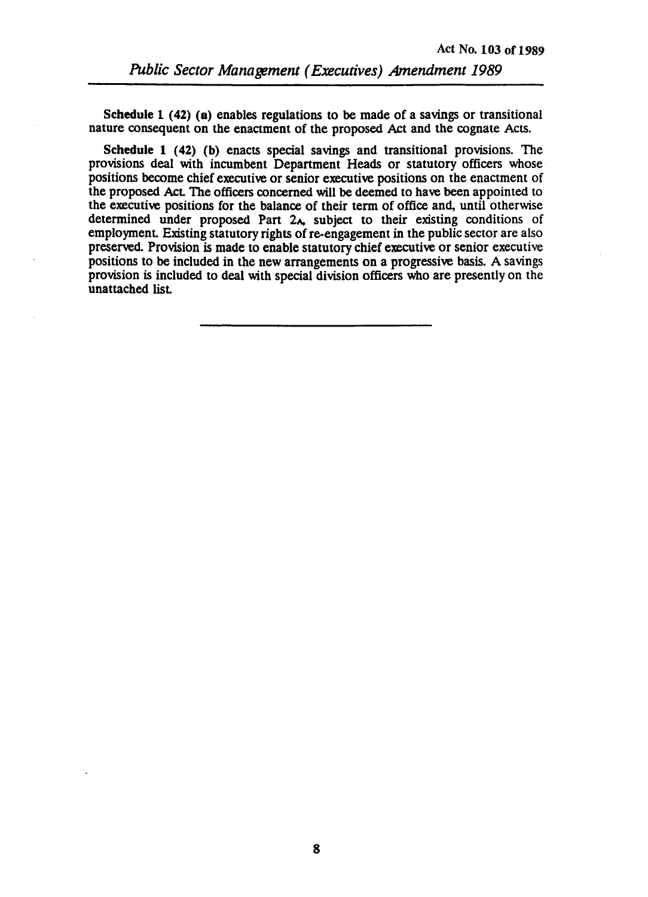**Schedule 1 (42) (a)** enables regulations to be made of a savings or transitional nature consequent on the enactment of the proposed Act and the cognate Acts.

**Schedule 1 (42) (b)** enacts special savings and transitional provisions. The provisions deal with incumbent Department Heads or statutory officers whose positions become chief executive or senior executive positions on the enactment of the proposed Act. The officers concerned will be deemed to have been appointed to the executive positions for the balance of their term of office and, until otherwise determined under proposed Part 2A, subject to their existing conditions of employment. Existing statutory rights of re-engagement in the public sector are also preserved. Provision is made to enable statutory chief executive or senior executive positions to be included in the new arrangements on a progressive basis. A savings provision is included to deal with special division officers who are presently on the unattached list.